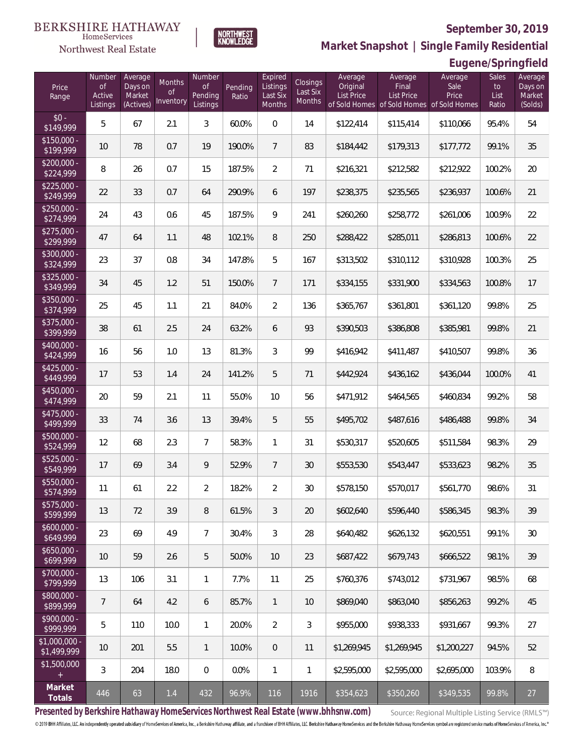BERKSHIRE HATHAWAY HomeServices Northwest Real Estate | NORTHWEST KNOWLEDGE

**September 30, 2019**

## Market Snapshot | Single Family Residential

### Eugene/Springfield

| Price Range | Number of Active Listings | Average Days on Market (Actives) | Months of Inventory | Number of Pending Listings | Pending Ratio | Expired Listings Last Six Months | Closings Last Six Months | Average Original List Price of Sold Homes | Average Final List Price of Sold Homes | Average Sale Price of Sold Homes | Sales to List Ratio | Average Days on Market (Solds) |
|---|---|---|---|---|---|---|---|---|---|---|---|---|
| $0 - $149,999 | 5 | 67 | 2.1 | 3 | 60.0% | 0 | 14 | $122,414 | $115,414 | $110,066 | 95.4% | 54 |
| $150,000 - $199,999 | 10 | 78 | 0.7 | 19 | 190.0% | 7 | 83 | $184,442 | $179,313 | $177,772 | 99.1% | 35 |
| $200,000 - $224,999 | 8 | 26 | 0.7 | 15 | 187.5% | 2 | 71 | $216,321 | $212,582 | $212,922 | 100.2% | 20 |
| $225,000 - $249,999 | 22 | 33 | 0.7 | 64 | 290.9% | 6 | 197 | $238,375 | $235,565 | $236,937 | 100.6% | 21 |
| $250,000 - $274,999 | 24 | 43 | 0.6 | 45 | 187.5% | 9 | 241 | $260,260 | $258,772 | $261,006 | 100.9% | 22 |
| $275,000 - $299,999 | 47 | 64 | 1.1 | 48 | 102.1% | 8 | 250 | $288,422 | $285,011 | $286,813 | 100.6% | 22 |
| $300,000 - $324,999 | 23 | 37 | 0.8 | 34 | 147.8% | 5 | 167 | $313,502 | $310,112 | $310,928 | 100.3% | 25 |
| $325,000 - $349,999 | 34 | 45 | 1.2 | 51 | 150.0% | 7 | 171 | $334,155 | $331,900 | $334,563 | 100.8% | 17 |
| $350,000 - $374,999 | 25 | 45 | 1.1 | 21 | 84.0% | 2 | 136 | $365,767 | $361,801 | $361,120 | 99.8% | 25 |
| $375,000 - $399,999 | 38 | 61 | 2.5 | 24 | 63.2% | 6 | 93 | $390,503 | $386,808 | $385,981 | 99.8% | 21 |
| $400,000 - $424,999 | 16 | 56 | 1.0 | 13 | 81.3% | 3 | 99 | $416,942 | $411,487 | $410,507 | 99.8% | 36 |
| $425,000 - $449,999 | 17 | 53 | 1.4 | 24 | 141.2% | 5 | 71 | $442,924 | $436,162 | $436,044 | 100.0% | 41 |
| $450,000 - $474,999 | 20 | 59 | 2.1 | 11 | 55.0% | 10 | 56 | $471,912 | $464,565 | $460,834 | 99.2% | 58 |
| $475,000 - $499,999 | 33 | 74 | 3.6 | 13 | 39.4% | 5 | 55 | $495,702 | $487,616 | $486,488 | 99.8% | 34 |
| $500,000 - $524,999 | 12 | 68 | 2.3 | 7 | 58.3% | 1 | 31 | $530,317 | $520,605 | $511,584 | 98.3% | 29 |
| $525,000 - $549,999 | 17 | 69 | 3.4 | 9 | 52.9% | 7 | 30 | $553,530 | $543,447 | $533,623 | 98.2% | 35 |
| $550,000 - $574,999 | 11 | 61 | 2.2 | 2 | 18.2% | 2 | 30 | $578,150 | $570,017 | $561,770 | 98.6% | 31 |
| $575,000 - $599,999 | 13 | 72 | 3.9 | 8 | 61.5% | 3 | 20 | $602,640 | $596,440 | $586,345 | 98.3% | 39 |
| $600,000 - $649,999 | 23 | 69 | 4.9 | 7 | 30.4% | 3 | 28 | $640,482 | $626,132 | $620,551 | 99.1% | 30 |
| $650,000 - $699,999 | 10 | 59 | 2.6 | 5 | 50.0% | 10 | 23 | $687,422 | $679,743 | $666,522 | 98.1% | 39 |
| $700,000 - $799,999 | 13 | 106 | 3.1 | 1 | 7.7% | 11 | 25 | $760,376 | $743,012 | $731,967 | 98.5% | 68 |
| $800,000 - $899,999 | 7 | 64 | 4.2 | 6 | 85.7% | 1 | 10 | $869,040 | $863,040 | $856,263 | 99.2% | 45 |
| $900,000 - $999,999 | 5 | 110 | 10.0 | 1 | 20.0% | 2 | 3 | $955,000 | $938,333 | $931,667 | 99.3% | 27 |
| $1,000,000 - $1,499,999 | 10 | 201 | 5.5 | 1 | 10.0% | 0 | 11 | $1,269,945 | $1,269,945 | $1,200,227 | 94.5% | 52 |
| $1,500,000 + | 3 | 204 | 18.0 | 0 | 0.0% | 1 | 1 | $2,595,000 | $2,595,000 | $2,695,000 | 103.9% | 8 |
| **Market Totals** | 446 | 63 | 1.4 | 432 | 96.9% | 116 | 1916 | $354,623 | $350,260 | $349,535 | 99.8% | 27 |

**Presented by Berkshire Hathaway HomeServices Northwest Real Estate (www.bhhsnw.com)**

Source: Regional Multiple Listing Service (RMLS™)

© 2019 BHH Affiliates, LLC. An independently operated subsidiary of HomeServices of America, Inc., a Berkshire Hathaway affiliate, and a franchisee of BHH Affiliates, LLC. Berkshire Hathaway HomeServices and the Berkshire Hathaway HomeServices symbol are registered service marks of HomeServices of America, Inc.®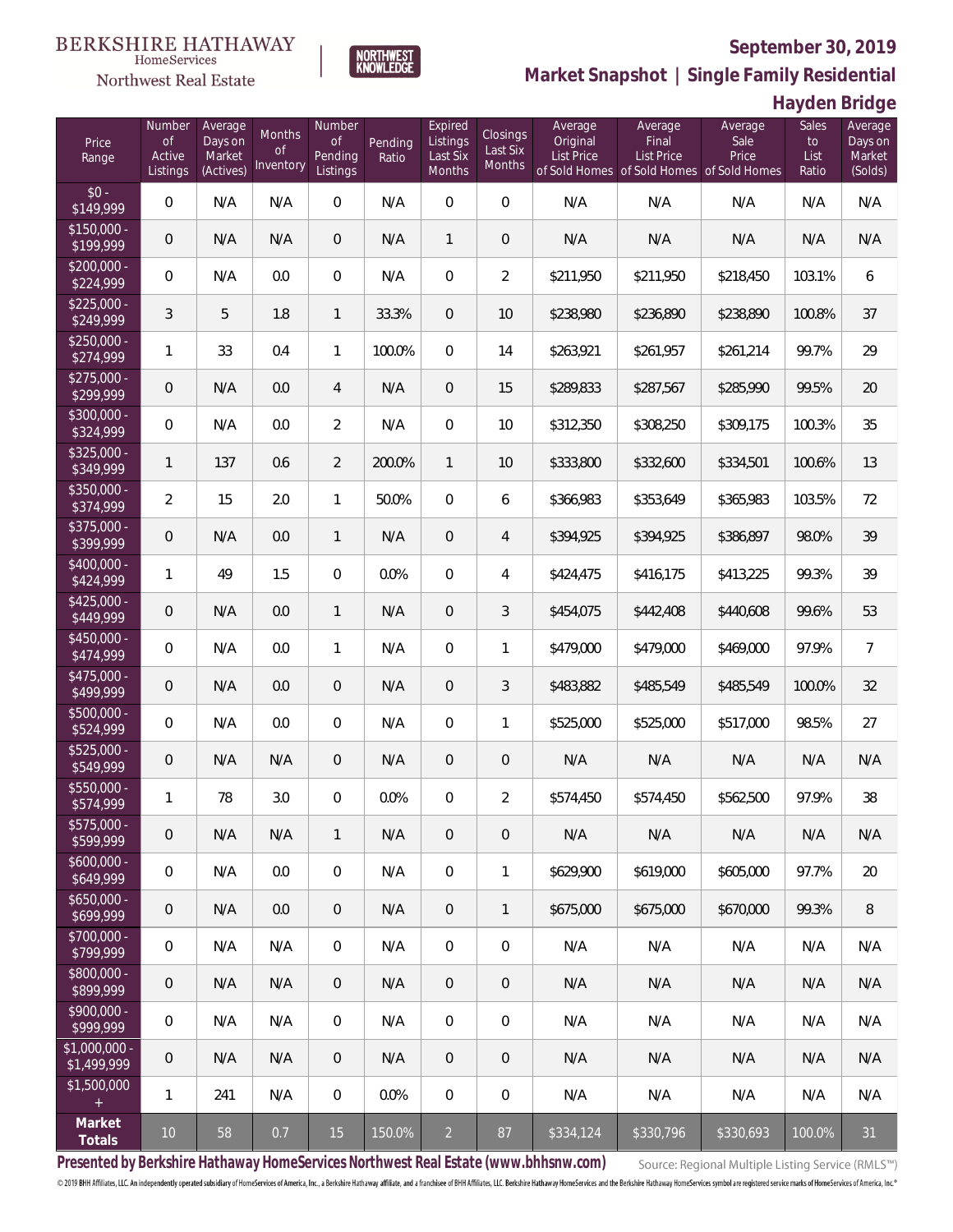BERKSHIRE HATHAWAY HomeServices Northwest Real Estate

# September 30, 2019

## Market Snapshot | Single Family Residential

## Hayden Bridge

| Price Range | Number of Active Listings | Average Days on Market (Actives) | Months of Inventory | Number of Pending Listings | Pending Ratio | Expired Listings Last Six Months | Closings Last Six Months | Average Original List Price of Sold Homes | Average Final List Price of Sold Homes | Average Sale Price of Sold Homes | Sales to List Ratio | Average Days on Market (Solds) |
|---|---|---|---|---|---|---|---|---|---|---|---|---|
| $0 - $149,999 | 0 | N/A | N/A | 0 | N/A | 0 | 0 | N/A | N/A | N/A | N/A | N/A |
| $150,000 - $199,999 | 0 | N/A | N/A | 0 | N/A | 1 | 0 | N/A | N/A | N/A | N/A | N/A |
| $200,000 - $224,999 | 0 | N/A | 0.0 | 0 | N/A | 0 | 2 | $211,950 | $211,950 | $218,450 | 103.1% | 6 |
| $225,000 - $249,999 | 3 | 5 | 1.8 | 1 | 33.3% | 0 | 10 | $238,980 | $236,890 | $238,890 | 100.8% | 37 |
| $250,000 - $274,999 | 1 | 33 | 0.4 | 1 | 100.0% | 0 | 14 | $263,921 | $261,957 | $261,214 | 99.7% | 29 |
| $275,000 - $299,999 | 0 | N/A | 0.0 | 4 | N/A | 0 | 15 | $289,833 | $287,567 | $285,990 | 99.5% | 20 |
| $300,000 - $324,999 | 0 | N/A | 0.0 | 2 | N/A | 0 | 10 | $312,350 | $308,250 | $309,175 | 100.3% | 35 |
| $325,000 - $349,999 | 1 | 137 | 0.6 | 2 | 200.0% | 1 | 10 | $333,800 | $332,600 | $334,501 | 100.6% | 13 |
| $350,000 - $374,999 | 2 | 15 | 2.0 | 1 | 50.0% | 0 | 6 | $366,983 | $353,649 | $365,983 | 103.5% | 72 |
| $375,000 - $399,999 | 0 | N/A | 0.0 | 1 | N/A | 0 | 4 | $394,925 | $394,925 | $386,897 | 98.0% | 39 |
| $400,000 - $424,999 | 1 | 49 | 1.5 | 0 | 0.0% | 0 | 4 | $424,475 | $416,175 | $413,225 | 99.3% | 39 |
| $425,000 - $449,999 | 0 | N/A | 0.0 | 1 | N/A | 0 | 3 | $454,075 | $442,408 | $440,608 | 99.6% | 53 |
| $450,000 - $474,999 | 0 | N/A | 0.0 | 1 | N/A | 0 | 1 | $479,000 | $479,000 | $469,000 | 97.9% | 7 |
| $475,000 - $499,999 | 0 | N/A | 0.0 | 0 | N/A | 0 | 3 | $483,882 | $485,549 | $485,549 | 100.0% | 32 |
| $500,000 - $524,999 | 0 | N/A | 0.0 | 0 | N/A | 0 | 1 | $525,000 | $525,000 | $517,000 | 98.5% | 27 |
| $525,000 - $549,999 | 0 | N/A | N/A | 0 | N/A | 0 | 0 | N/A | N/A | N/A | N/A | N/A |
| $550,000 - $574,999 | 1 | 78 | 3.0 | 0 | 0.0% | 0 | 2 | $574,450 | $574,450 | $562,500 | 97.9% | 38 |
| $575,000 - $599,999 | 0 | N/A | N/A | 1 | N/A | 0 | 0 | N/A | N/A | N/A | N/A | N/A |
| $600,000 - $649,999 | 0 | N/A | 0.0 | 0 | N/A | 0 | 1 | $629,900 | $619,000 | $605,000 | 97.7% | 20 |
| $650,000 - $699,999 | 0 | N/A | 0.0 | 0 | N/A | 0 | 1 | $675,000 | $675,000 | $670,000 | 99.3% | 8 |
| $700,000 - $799,999 | 0 | N/A | N/A | 0 | N/A | 0 | 0 | N/A | N/A | N/A | N/A | N/A |
| $800,000 - $899,999 | 0 | N/A | N/A | 0 | N/A | 0 | 0 | N/A | N/A | N/A | N/A | N/A |
| $900,000 - $999,999 | 0 | N/A | N/A | 0 | N/A | 0 | 0 | N/A | N/A | N/A | N/A | N/A |
| $1,000,000 - $1,499,999 | 0 | N/A | N/A | 0 | N/A | 0 | 0 | N/A | N/A | N/A | N/A | N/A |
| $1,500,000 + | 1 | 241 | N/A | 0 | 0.0% | 0 | 0 | N/A | N/A | N/A | N/A | N/A |
| **Market Totals** | 10 | 58 | 0.7 | 15 | 150.0% | 2 | 87 | $334,124 | $330,796 | $330,693 | 100.0% | 31 |

**Presented by Berkshire Hathaway HomeServices Northwest Real Estate (www.bhhsnw.com)** Source: Regional Multiple Listing Service (RMLS™)

© 2019 BHH Affiliates, LLC. An independently operated subsidiary of HomeServices of America, Inc., a Berkshire Hathaway affiliate, and a franchisee of BHH Affiliates, LLC. Berkshire Hathaway HomeServices and the Berkshire Hathaway HomeServices symbol are registered service marks of HomeServices of America, Inc.®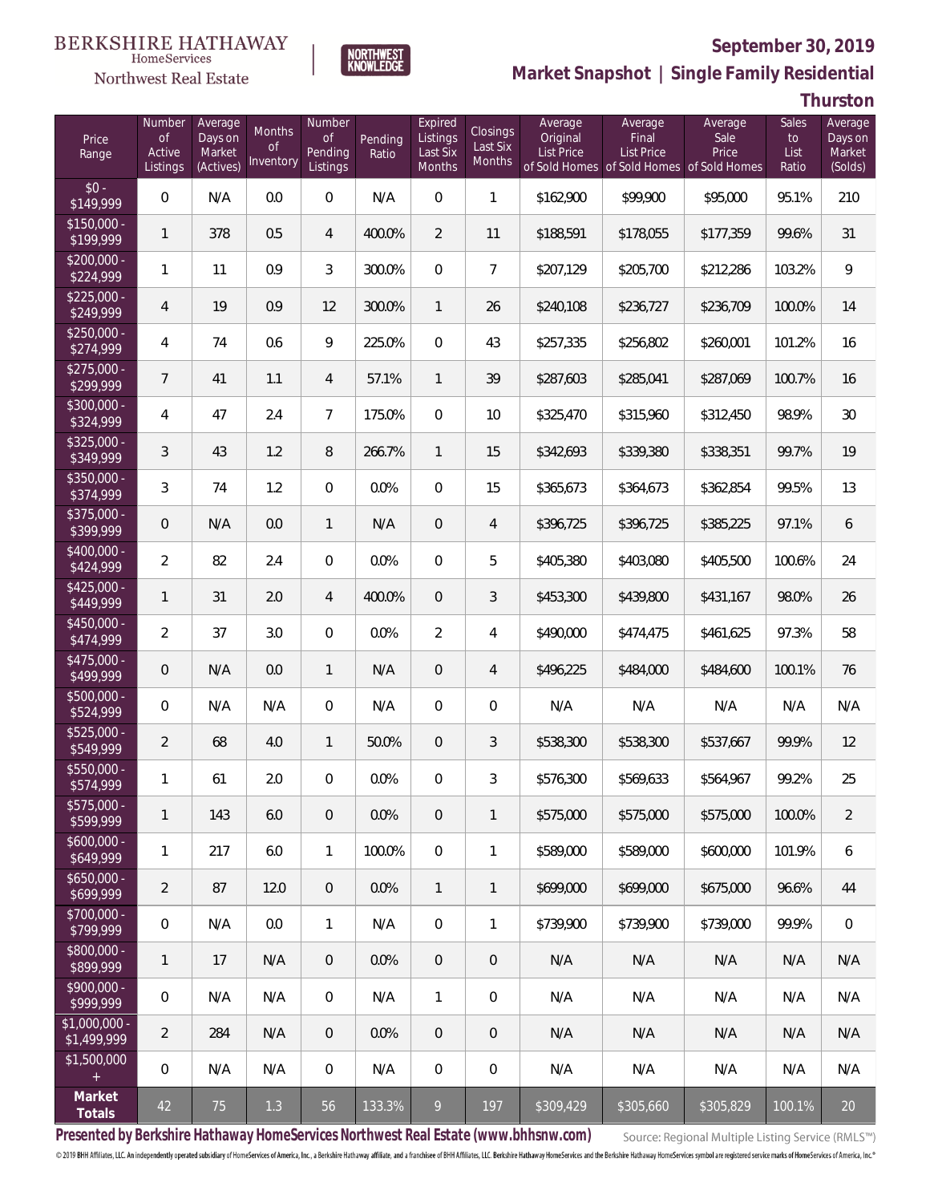BERKSHIRE HATHAWAY HomeServices Northwest Real Estate | NORTHWEST KNOWLEDGE

**September 30, 2019**

**Market Snapshot | Single Family Residential**

**Thurston**

| Price Range | Number of Active Listings | Average Days on Market (Actives) | Months of Inventory | Number of Pending Listings | Pending Ratio | Expired Listings Last Six Months | Closings Last Six Months | Average Original List Price of Sold Homes | Average Final List Price of Sold Homes | Average Sale Price of Sold Homes | Sales to List Ratio | Average Days on Market (Solds) |
|---|---|---|---|---|---|---|---|---|---|---|---|---|
| $0 - $149,999 | 0 | N/A | 0.0 | 0 | N/A | 0 | 1 | $162,900 | $99,900 | $95,000 | 95.1% | 210 |
| $150,000 - $199,999 | 1 | 378 | 0.5 | 4 | 400.0% | 2 | 11 | $188,591 | $178,055 | $177,359 | 99.6% | 31 |
| $200,000 - $224,999 | 1 | 11 | 0.9 | 3 | 300.0% | 0 | 7 | $207,129 | $205,700 | $212,286 | 103.2% | 9 |
| $225,000 - $249,999 | 4 | 19 | 0.9 | 12 | 300.0% | 1 | 26 | $240,108 | $236,727 | $236,709 | 100.0% | 14 |
| $250,000 - $274,999 | 4 | 74 | 0.6 | 9 | 225.0% | 0 | 43 | $257,335 | $256,802 | $260,001 | 101.2% | 16 |
| $275,000 - $299,999 | 7 | 41 | 1.1 | 4 | 57.1% | 1 | 39 | $287,603 | $285,041 | $287,069 | 100.7% | 16 |
| $300,000 - $324,999 | 4 | 47 | 2.4 | 7 | 175.0% | 0 | 10 | $325,470 | $315,960 | $312,450 | 98.9% | 30 |
| $325,000 - $349,999 | 3 | 43 | 1.2 | 8 | 266.7% | 1 | 15 | $342,693 | $339,380 | $338,351 | 99.7% | 19 |
| $350,000 - $374,999 | 3 | 74 | 1.2 | 0 | 0.0% | 0 | 15 | $365,673 | $364,673 | $362,854 | 99.5% | 13 |
| $375,000 - $399,999 | 0 | N/A | 0.0 | 1 | N/A | 0 | 4 | $396,725 | $396,725 | $385,225 | 97.1% | 6 |
| $400,000 - $424,999 | 2 | 82 | 2.4 | 0 | 0.0% | 0 | 5 | $405,380 | $403,080 | $405,500 | 100.6% | 24 |
| $425,000 - $449,999 | 1 | 31 | 2.0 | 4 | 400.0% | 0 | 3 | $453,300 | $439,800 | $431,167 | 98.0% | 26 |
| $450,000 - $474,999 | 2 | 37 | 3.0 | 0 | 0.0% | 2 | 4 | $490,000 | $474,475 | $461,625 | 97.3% | 58 |
| $475,000 - $499,999 | 0 | N/A | 0.0 | 1 | N/A | 0 | 4 | $496,225 | $484,000 | $484,600 | 100.1% | 76 |
| $500,000 - $524,999 | 0 | N/A | N/A | 0 | N/A | 0 | 0 | N/A | N/A | N/A | N/A | N/A |
| $525,000 - $549,999 | 2 | 68 | 4.0 | 1 | 50.0% | 0 | 3 | $538,300 | $538,300 | $537,667 | 99.9% | 12 |
| $550,000 - $574,999 | 1 | 61 | 2.0 | 0 | 0.0% | 0 | 3 | $576,300 | $569,633 | $564,967 | 99.2% | 25 |
| $575,000 - $599,999 | 1 | 143 | 6.0 | 0 | 0.0% | 0 | 1 | $575,000 | $575,000 | $575,000 | 100.0% | 2 |
| $600,000 - $649,999 | 1 | 217 | 6.0 | 1 | 100.0% | 0 | 1 | $589,000 | $589,000 | $600,000 | 101.9% | 6 |
| $650,000 - $699,999 | 2 | 87 | 12.0 | 0 | 0.0% | 1 | 1 | $699,000 | $699,000 | $675,000 | 96.6% | 44 |
| $700,000 - $799,999 | 0 | N/A | 0.0 | 1 | N/A | 0 | 1 | $739,900 | $739,900 | $739,000 | 99.9% | 0 |
| $800,000 - $899,999 | 1 | 17 | N/A | 0 | 0.0% | 0 | 0 | N/A | N/A | N/A | N/A | N/A |
| $900,000 - $999,999 | 0 | N/A | N/A | 0 | N/A | 1 | 0 | N/A | N/A | N/A | N/A | N/A |
| $1,000,000 - $1,499,999 | 2 | 284 | N/A | 0 | 0.0% | 0 | 0 | N/A | N/A | N/A | N/A | N/A |
| $1,500,000 + | 0 | N/A | N/A | 0 | N/A | 0 | 0 | N/A | N/A | N/A | N/A | N/A |
| **Market Totals** | 42 | 75 | 1.3 | 56 | 133.3% | 9 | 197 | $309,429 | $305,660 | $305,829 | 100.1% | 20 |

**Presented by Berkshire Hathaway HomeServices Northwest Real Estate (www.bhhsnw.com)**

Source: Regional Multiple Listing Service (RMLS™)

© 2019 BHH Affiliates, LLC. An independently operated subsidiary of HomeServices of America, Inc., a Berkshire Hathaway affiliate, and a franchisee of BHH Affiliates, LLC. Berkshire Hathaway HomeServices and the Berkshire Hathaway HomeServices symbol are registered service marks of HomeServices of America, Inc.®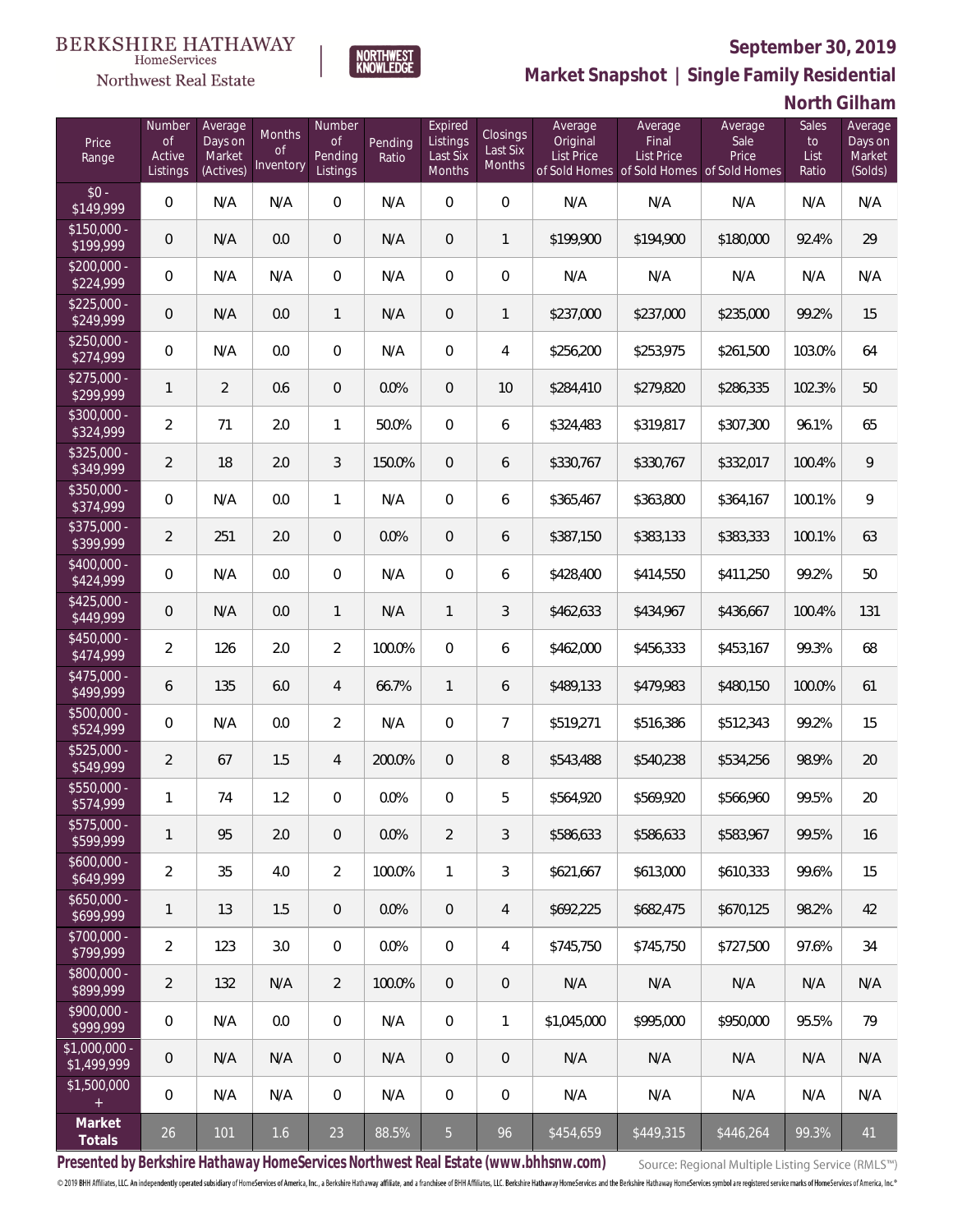BERKSHIRE HATHAWAY HomeServices Northwest Real Estate

NORTHWEST KNOWLEDGE

# September 30, 2019

## Market Snapshot | Single Family Residential

## North Gilham

| Price Range | Number of Active Listings | Average Days on Market (Actives) | Months of Inventory | Number of Pending Listings | Pending Ratio | Expired Listings Last Six Months | Closings Last Six Months | Average Original List Price of Sold Homes | Average Final List Price of Sold Homes | Average Sale Price of Sold Homes | Sales to List Ratio | Average Days on Market (Solds) |
|---|---|---|---|---|---|---|---|---|---|---|---|---|
| $0 - $149,999 | 0 | N/A | N/A | 0 | N/A | 0 | 0 | N/A | N/A | N/A | N/A | N/A |
| $150,000 - $199,999 | 0 | N/A | 0.0 | 0 | N/A | 0 | 1 | $199,900 | $194,900 | $180,000 | 92.4% | 29 |
| $200,000 - $224,999 | 0 | N/A | N/A | 0 | N/A | 0 | 0 | N/A | N/A | N/A | N/A | N/A |
| $225,000 - $249,999 | 0 | N/A | 0.0 | 1 | N/A | 0 | 1 | $237,000 | $237,000 | $235,000 | 99.2% | 15 |
| $250,000 - $274,999 | 0 | N/A | 0.0 | 0 | N/A | 0 | 4 | $256,200 | $253,975 | $261,500 | 103.0% | 64 |
| $275,000 - $299,999 | 1 | 2 | 0.6 | 0 | 0.0% | 0 | 10 | $284,410 | $279,820 | $286,335 | 102.3% | 50 |
| $300,000 - $324,999 | 2 | 71 | 2.0 | 1 | 50.0% | 0 | 6 | $324,483 | $319,817 | $307,300 | 96.1% | 65 |
| $325,000 - $349,999 | 2 | 18 | 2.0 | 3 | 150.0% | 0 | 6 | $330,767 | $330,767 | $332,017 | 100.4% | 9 |
| $350,000 - $374,999 | 0 | N/A | 0.0 | 1 | N/A | 0 | 6 | $365,467 | $363,800 | $364,167 | 100.1% | 9 |
| $375,000 - $399,999 | 2 | 251 | 2.0 | 0 | 0.0% | 0 | 6 | $387,150 | $383,133 | $383,333 | 100.1% | 63 |
| $400,000 - $424,999 | 0 | N/A | 0.0 | 0 | N/A | 0 | 6 | $428,400 | $414,550 | $411,250 | 99.2% | 50 |
| $425,000 - $449,999 | 0 | N/A | 0.0 | 1 | N/A | 1 | 3 | $462,633 | $434,967 | $436,667 | 100.4% | 131 |
| $450,000 - $474,999 | 2 | 126 | 2.0 | 2 | 100.0% | 0 | 6 | $462,000 | $456,333 | $453,167 | 99.3% | 68 |
| $475,000 - $499,999 | 6 | 135 | 6.0 | 4 | 66.7% | 1 | 6 | $489,133 | $479,983 | $480,150 | 100.0% | 61 |
| $500,000 - $524,999 | 0 | N/A | 0.0 | 2 | N/A | 0 | 7 | $519,271 | $516,386 | $512,343 | 99.2% | 15 |
| $525,000 - $549,999 | 2 | 67 | 1.5 | 4 | 200.0% | 0 | 8 | $543,488 | $540,238 | $534,256 | 98.9% | 20 |
| $550,000 - $574,999 | 1 | 74 | 1.2 | 0 | 0.0% | 0 | 5 | $564,920 | $569,920 | $566,960 | 99.5% | 20 |
| $575,000 - $599,999 | 1 | 95 | 2.0 | 0 | 0.0% | 2 | 3 | $586,633 | $586,633 | $583,967 | 99.5% | 16 |
| $600,000 - $649,999 | 2 | 35 | 4.0 | 2 | 100.0% | 1 | 3 | $621,667 | $613,000 | $610,333 | 99.6% | 15 |
| $650,000 - $699,999 | 1 | 13 | 1.5 | 0 | 0.0% | 0 | 4 | $692,225 | $682,475 | $670,125 | 98.2% | 42 |
| $700,000 - $799,999 | 2 | 123 | 3.0 | 0 | 0.0% | 0 | 4 | $745,750 | $745,750 | $727,500 | 97.6% | 34 |
| $800,000 - $899,999 | 2 | 132 | N/A | 2 | 100.0% | 0 | 0 | N/A | N/A | N/A | N/A | N/A |
| $900,000 - $999,999 | 0 | N/A | 0.0 | 0 | N/A | 0 | 1 | $1,045,000 | $995,000 | $950,000 | 95.5% | 79 |
| $1,000,000 - $1,499,999 | 0 | N/A | N/A | 0 | N/A | 0 | 0 | N/A | N/A | N/A | N/A | N/A |
| $1,500,000 + | 0 | N/A | N/A | 0 | N/A | 0 | 0 | N/A | N/A | N/A | N/A | N/A |
| **Market Totals** | 26 | 101 | 1.6 | 23 | 88.5% | 5 | 96 | $454,659 | $449,315 | $446,264 | 99.3% | 41 |

**Presented by Berkshire Hathaway HomeServices Northwest Real Estate (www.bhhsnw.com)**

Source: Regional Multiple Listing Service (RMLS™)

© 2019 BHH Affiliates, LLC. An independently operated subsidiary of HomeServices of America, Inc., a Berkshire Hathaway affiliate, and a franchisee of BHH Affiliates, LLC. Berkshire Hathaway HomeServices and the Berkshire Hathaway HomeServices symbol are registered service marks of HomeServices of America, Inc.®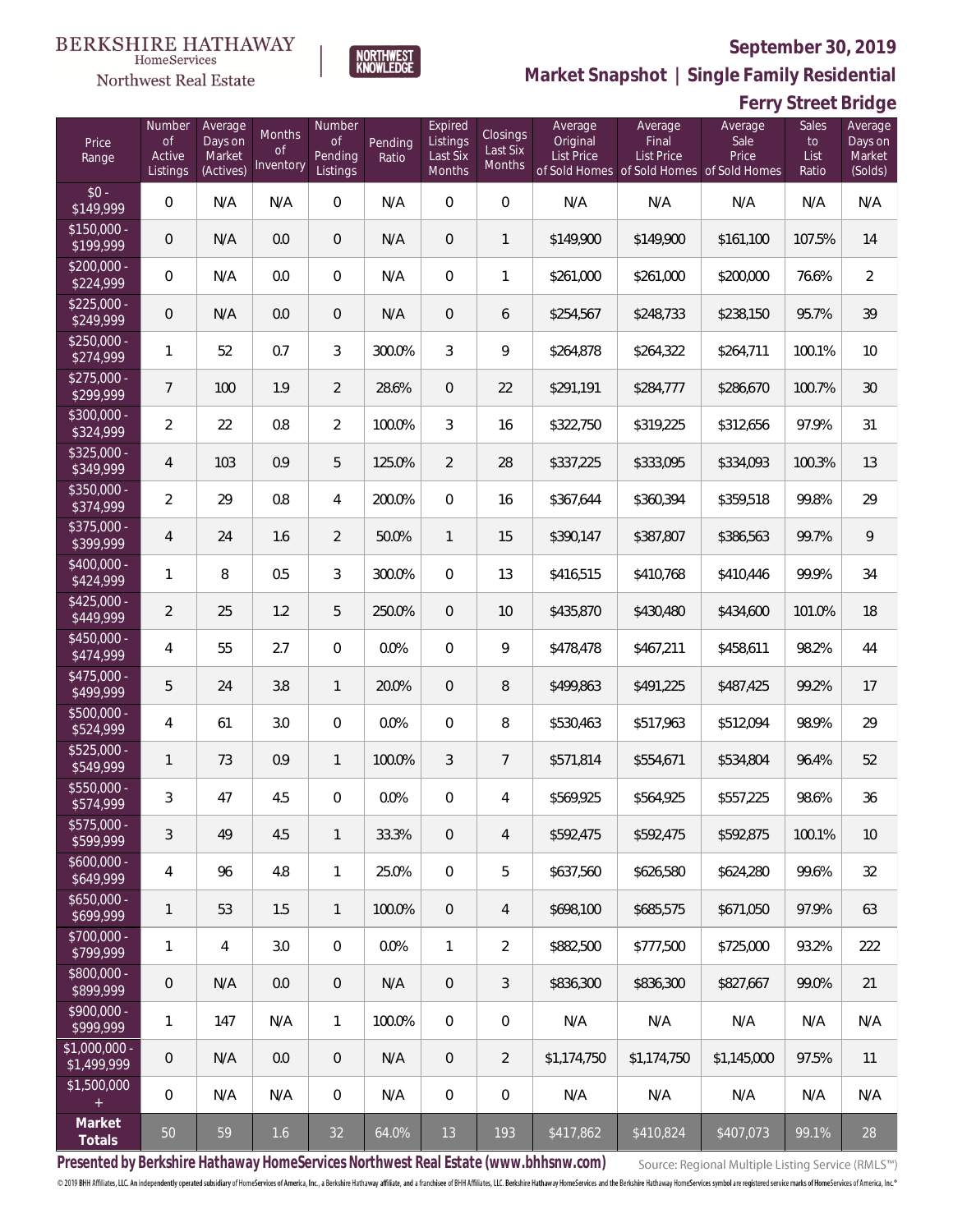BERKSHIRE HATHAWAY HomeServices Northwest Real Estate | NORTHWEST KNOWLEDGE

**September 30, 2019**

## Market Snapshot | Single Family Residential

### Ferry Street Bridge

| Price Range | Number of Active Listings | Average Days on Market (Actives) | Months of Inventory | Number of Pending Listings | Pending Ratio | Expired Listings Last Six Months | Closings Last Six Months | Average Original List Price of Sold Homes | Average Final List Price of Sold Homes | Average Sale Price of Sold Homes | Sales to List Ratio | Average Days on Market (Solds) |
|---|---|---|---|---|---|---|---|---|---|---|---|---|
| $0 - $149,999 | 0 | N/A | N/A | 0 | N/A | 0 | 0 | N/A | N/A | N/A | N/A | N/A |
| $150,000 - $199,999 | 0 | N/A | 0.0 | 0 | N/A | 0 | 1 | $149,900 | $149,900 | $161,100 | 107.5% | 14 |
| $200,000 - $224,999 | 0 | N/A | 0.0 | 0 | N/A | 0 | 1 | $261,000 | $261,000 | $200,000 | 76.6% | 2 |
| $225,000 - $249,999 | 0 | N/A | 0.0 | 0 | N/A | 0 | 6 | $254,567 | $248,733 | $238,150 | 95.7% | 39 |
| $250,000 - $274,999 | 1 | 52 | 0.7 | 3 | 300.0% | 3 | 9 | $264,878 | $264,322 | $264,711 | 100.1% | 10 |
| $275,000 - $299,999 | 7 | 100 | 1.9 | 2 | 28.6% | 0 | 22 | $291,191 | $284,777 | $286,670 | 100.7% | 30 |
| $300,000 - $324,999 | 2 | 22 | 0.8 | 2 | 100.0% | 3 | 16 | $322,750 | $319,225 | $312,656 | 97.9% | 31 |
| $325,000 - $349,999 | 4 | 103 | 0.9 | 5 | 125.0% | 2 | 28 | $337,225 | $333,095 | $334,093 | 100.3% | 13 |
| $350,000 - $374,999 | 2 | 29 | 0.8 | 4 | 200.0% | 0 | 16 | $367,644 | $360,394 | $359,518 | 99.8% | 29 |
| $375,000 - $399,999 | 4 | 24 | 1.6 | 2 | 50.0% | 1 | 15 | $390,147 | $387,807 | $386,563 | 99.7% | 9 |
| $400,000 - $424,999 | 1 | 8 | 0.5 | 3 | 300.0% | 0 | 13 | $416,515 | $410,768 | $410,446 | 99.9% | 34 |
| $425,000 - $449,999 | 2 | 25 | 1.2 | 5 | 250.0% | 0 | 10 | $435,870 | $430,480 | $434,600 | 101.0% | 18 |
| $450,000 - $474,999 | 4 | 55 | 2.7 | 0 | 0.0% | 0 | 9 | $478,478 | $467,211 | $458,611 | 98.2% | 44 |
| $475,000 - $499,999 | 5 | 24 | 3.8 | 1 | 20.0% | 0 | 8 | $499,863 | $491,225 | $487,425 | 99.2% | 17 |
| $500,000 - $524,999 | 4 | 61 | 3.0 | 0 | 0.0% | 0 | 8 | $530,463 | $517,963 | $512,094 | 98.9% | 29 |
| $525,000 - $549,999 | 1 | 73 | 0.9 | 1 | 100.0% | 3 | 7 | $571,814 | $554,671 | $534,804 | 96.4% | 52 |
| $550,000 - $574,999 | 3 | 47 | 4.5 | 0 | 0.0% | 0 | 4 | $569,925 | $564,925 | $557,225 | 98.6% | 36 |
| $575,000 - $599,999 | 3 | 49 | 4.5 | 1 | 33.3% | 0 | 4 | $592,475 | $592,475 | $592,875 | 100.1% | 10 |
| $600,000 - $649,999 | 4 | 96 | 4.8 | 1 | 25.0% | 0 | 5 | $637,560 | $626,580 | $624,280 | 99.6% | 32 |
| $650,000 - $699,999 | 1 | 53 | 1.5 | 1 | 100.0% | 0 | 4 | $698,100 | $685,575 | $671,050 | 97.9% | 63 |
| $700,000 - $799,999 | 1 | 4 | 3.0 | 0 | 0.0% | 1 | 2 | $882,500 | $777,500 | $725,000 | 93.2% | 222 |
| $800,000 - $899,999 | 0 | N/A | 0.0 | 0 | N/A | 0 | 3 | $836,300 | $836,300 | $827,667 | 99.0% | 21 |
| $900,000 - $999,999 | 1 | 147 | N/A | 1 | 100.0% | 0 | 0 | N/A | N/A | N/A | N/A | N/A |
| $1,000,000 - $1,499,999 | 0 | N/A | 0.0 | 0 | N/A | 0 | 2 | $1,174,750 | $1,174,750 | $1,145,000 | 97.5% | 11 |
| $1,500,000 + | 0 | N/A | N/A | 0 | N/A | 0 | 0 | N/A | N/A | N/A | N/A | N/A |
| **Market Totals** | 50 | 59 | 1.6 | 32 | 64.0% | 13 | 193 | $417,862 | $410,824 | $407,073 | 99.1% | 28 |

**Presented by Berkshire Hathaway HomeServices Northwest Real Estate (www.bhhsnw.com)** Source: Regional Multiple Listing Service (RMLS™)

© 2019 BHH Affiliates, LLC. An independently operated subsidiary of HomeServices of America, Inc., a Berkshire Hathaway affiliate, and a franchisee of BHH Affiliates, LLC. Berkshire Hathaway HomeServices and the Berkshire Hathaway HomeServices symbol are registered service marks of HomeServices of America, Inc.®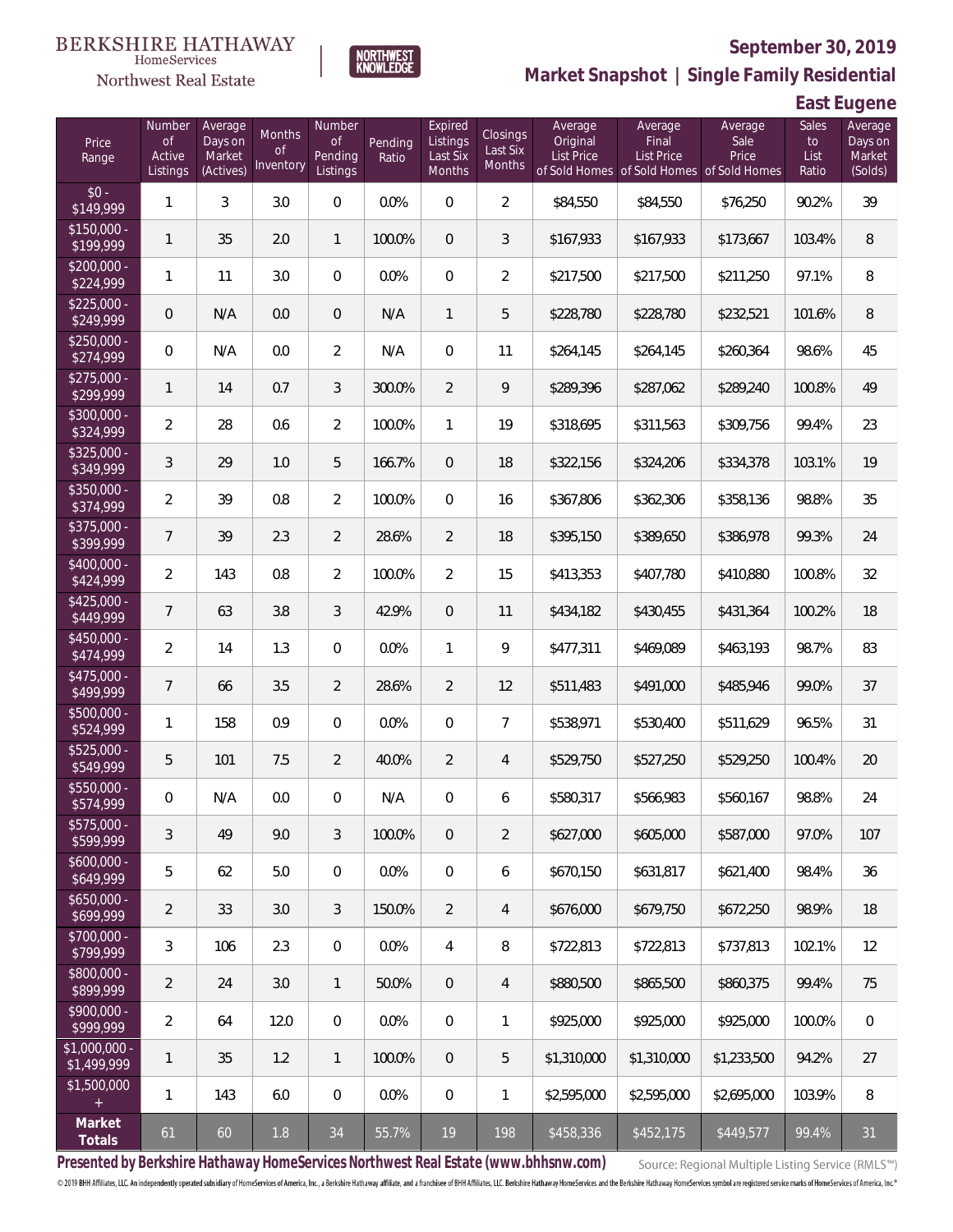BERKSHIRE HATHAWAY HomeServices Northwest Real Estate | NORTHWEST KNOWLEDGE

# September 30, 2019

## Market Snapshot | Single Family Residential

## East Eugene

| Price Range | Number of Active Listings | Average Days on Market (Actives) | Months of Inventory | Number of Pending Listings | Pending Ratio | Expired Listings Last Six Months | Closings Last Six Months | Average Original List Price of Sold Homes | Average Final List Price of Sold Homes | Average Sale Price of Sold Homes | Sales to List Ratio | Average Days on Market (Solds) |
|---|---|---|---|---|---|---|---|---|---|---|---|---|
| $0 - $149,999 | 1 | 3 | 3.0 | 0 | 0.0% | 0 | 2 | $84,550 | $84,550 | $76,250 | 90.2% | 39 |
| $150,000 - $199,999 | 1 | 35 | 2.0 | 1 | 100.0% | 0 | 3 | $167,933 | $167,933 | $173,667 | 103.4% | 8 |
| $200,000 - $224,999 | 1 | 11 | 3.0 | 0 | 0.0% | 0 | 2 | $217,500 | $217,500 | $211,250 | 97.1% | 8 |
| $225,000 - $249,999 | 0 | N/A | 0.0 | 0 | N/A | 1 | 5 | $228,780 | $228,780 | $232,521 | 101.6% | 8 |
| $250,000 - $274,999 | 0 | N/A | 0.0 | 2 | N/A | 0 | 11 | $264,145 | $264,145 | $260,364 | 98.6% | 45 |
| $275,000 - $299,999 | 1 | 14 | 0.7 | 3 | 300.0% | 2 | 9 | $289,396 | $287,062 | $289,240 | 100.8% | 49 |
| $300,000 - $324,999 | 2 | 28 | 0.6 | 2 | 100.0% | 1 | 19 | $318,695 | $311,563 | $309,756 | 99.4% | 23 |
| $325,000 - $349,999 | 3 | 29 | 1.0 | 5 | 166.7% | 0 | 18 | $322,156 | $324,206 | $334,378 | 103.1% | 19 |
| $350,000 - $374,999 | 2 | 39 | 0.8 | 2 | 100.0% | 0 | 16 | $367,806 | $362,306 | $358,136 | 98.8% | 35 |
| $375,000 - $399,999 | 7 | 39 | 2.3 | 2 | 28.6% | 2 | 18 | $395,150 | $389,650 | $386,978 | 99.3% | 24 |
| $400,000 - $424,999 | 2 | 143 | 0.8 | 2 | 100.0% | 2 | 15 | $413,353 | $407,780 | $410,880 | 100.8% | 32 |
| $425,000 - $449,999 | 7 | 63 | 3.8 | 3 | 42.9% | 0 | 11 | $434,182 | $430,455 | $431,364 | 100.2% | 18 |
| $450,000 - $474,999 | 2 | 14 | 1.3 | 0 | 0.0% | 1 | 9 | $477,311 | $469,089 | $463,193 | 98.7% | 83 |
| $475,000 - $499,999 | 7 | 66 | 3.5 | 2 | 28.6% | 2 | 12 | $511,483 | $491,000 | $485,946 | 99.0% | 37 |
| $500,000 - $524,999 | 1 | 158 | 0.9 | 0 | 0.0% | 0 | 7 | $538,971 | $530,400 | $511,629 | 96.5% | 31 |
| $525,000 - $549,999 | 5 | 101 | 7.5 | 2 | 40.0% | 2 | 4 | $529,750 | $527,250 | $529,250 | 100.4% | 20 |
| $550,000 - $574,999 | 0 | N/A | 0.0 | 0 | N/A | 0 | 6 | $580,317 | $566,983 | $560,167 | 98.8% | 24 |
| $575,000 - $599,999 | 3 | 49 | 9.0 | 3 | 100.0% | 0 | 2 | $627,000 | $605,000 | $587,000 | 97.0% | 107 |
| $600,000 - $649,999 | 5 | 62 | 5.0 | 0 | 0.0% | 0 | 6 | $670,150 | $631,817 | $621,400 | 98.4% | 36 |
| $650,000 - $699,999 | 2 | 33 | 3.0 | 3 | 150.0% | 2 | 4 | $676,000 | $679,750 | $672,250 | 98.9% | 18 |
| $700,000 - $799,999 | 3 | 106 | 2.3 | 0 | 0.0% | 4 | 8 | $722,813 | $722,813 | $737,813 | 102.1% | 12 |
| $800,000 - $899,999 | 2 | 24 | 3.0 | 1 | 50.0% | 0 | 4 | $880,500 | $865,500 | $860,375 | 99.4% | 75 |
| $900,000 - $999,999 | 2 | 64 | 12.0 | 0 | 0.0% | 0 | 1 | $925,000 | $925,000 | $925,000 | 100.0% | 0 |
| $1,000,000 - $1,499,999 | 1 | 35 | 1.2 | 1 | 100.0% | 0 | 5 | $1,310,000 | $1,310,000 | $1,233,500 | 94.2% | 27 |
| $1,500,000 + | 1 | 143 | 6.0 | 0 | 0.0% | 0 | 1 | $2,595,000 | $2,595,000 | $2,695,000 | 103.9% | 8 |
| **Market Totals** | 61 | 60 | 1.8 | 34 | 55.7% | 19 | 198 | $458,336 | $452,175 | $449,577 | 99.4% | 31 |

**Presented by Berkshire Hathaway HomeServices Northwest Real Estate (www.bhhsnw.com)**

Source: Regional Multiple Listing Service (RMLS™)

© 2019 BHH Affiliates, LLC. An independently operated subsidiary of HomeServices of America, Inc., a Berkshire Hathaway affiliate, and a franchisee of BHH Affiliates, LLC. Berkshire Hathaway HomeServices and the Berkshire Hathaway HomeServices symbol are registered service marks of HomeServices of America, Inc.®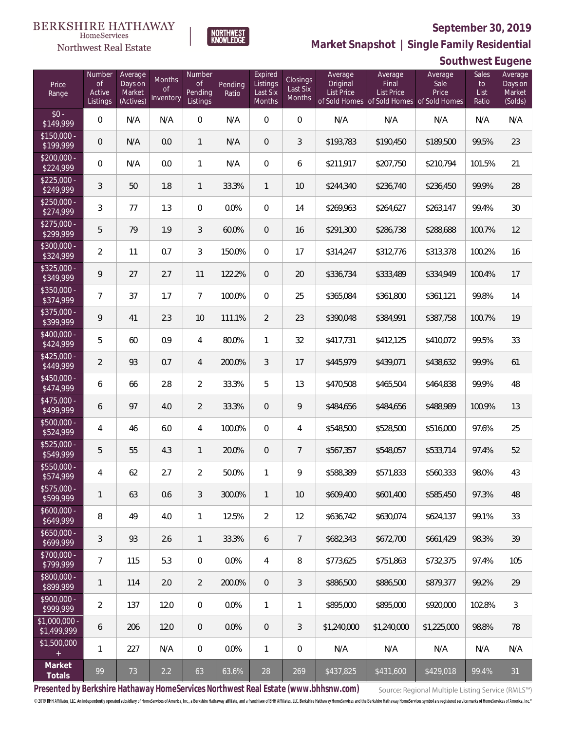BERKSHIRE HATHAWAY HomeServices Northwest Real Estate | NORTHWEST KNOWLEDGE

## September 30, 2019

## Market Snapshot | Single Family Residential

## Southwest Eugene

| Price Range | Number of Active Listings | Average Days on Market (Actives) | Months of Inventory | Number of Pending Listings | Pending Ratio | Expired Listings Last Six Months | Closings Last Six Months | Average Original List Price of Sold Homes | Average Final List Price of Sold Homes | Average Sale Price of Sold Homes | Sales to List Ratio | Average Days on Market (Solds) |
|---|---|---|---|---|---|---|---|---|---|---|---|---|
| $0 - $149,999 | 0 | N/A | N/A | 0 | N/A | 0 | 0 | N/A | N/A | N/A | N/A | N/A |
| $150,000 - $199,999 | 0 | N/A | 0.0 | 1 | N/A | 0 | 3 | $193,783 | $190,450 | $189,500 | 99.5% | 23 |
| $200,000 - $224,999 | 0 | N/A | 0.0 | 1 | N/A | 0 | 6 | $211,917 | $207,750 | $210,794 | 101.5% | 21 |
| $225,000 - $249,999 | 3 | 50 | 1.8 | 1 | 33.3% | 1 | 10 | $244,340 | $236,740 | $236,450 | 99.9% | 28 |
| $250,000 - $274,999 | 3 | 77 | 1.3 | 0 | 0.0% | 0 | 14 | $269,963 | $264,627 | $263,147 | 99.4% | 30 |
| $275,000 - $299,999 | 5 | 79 | 1.9 | 3 | 60.0% | 0 | 16 | $291,300 | $286,738 | $288,688 | 100.7% | 12 |
| $300,000 - $324,999 | 2 | 11 | 0.7 | 3 | 150.0% | 0 | 17 | $314,247 | $312,776 | $313,378 | 100.2% | 16 |
| $325,000 - $349,999 | 9 | 27 | 2.7 | 11 | 122.2% | 0 | 20 | $336,734 | $333,489 | $334,949 | 100.4% | 17 |
| $350,000 - $374,999 | 7 | 37 | 1.7 | 7 | 100.0% | 0 | 25 | $365,084 | $361,800 | $361,121 | 99.8% | 14 |
| $375,000 - $399,999 | 9 | 41 | 2.3 | 10 | 111.1% | 2 | 23 | $390,048 | $384,991 | $387,758 | 100.7% | 19 |
| $400,000 - $424,999 | 5 | 60 | 0.9 | 4 | 80.0% | 1 | 32 | $417,731 | $412,125 | $410,072 | 99.5% | 33 |
| $425,000 - $449,999 | 2 | 93 | 0.7 | 4 | 200.0% | 3 | 17 | $445,979 | $439,071 | $438,632 | 99.9% | 61 |
| $450,000 - $474,999 | 6 | 66 | 2.8 | 2 | 33.3% | 5 | 13 | $470,508 | $465,504 | $464,838 | 99.9% | 48 |
| $475,000 - $499,999 | 6 | 97 | 4.0 | 2 | 33.3% | 0 | 9 | $484,656 | $484,656 | $488,989 | 100.9% | 13 |
| $500,000 - $524,999 | 4 | 46 | 6.0 | 4 | 100.0% | 0 | 4 | $548,500 | $528,500 | $516,000 | 97.6% | 25 |
| $525,000 - $549,999 | 5 | 55 | 4.3 | 1 | 20.0% | 0 | 7 | $567,357 | $548,057 | $533,714 | 97.4% | 52 |
| $550,000 - $574,999 | 4 | 62 | 2.7 | 2 | 50.0% | 1 | 9 | $588,389 | $571,833 | $560,333 | 98.0% | 43 |
| $575,000 - $599,999 | 1 | 63 | 0.6 | 3 | 300.0% | 1 | 10 | $609,400 | $601,400 | $585,450 | 97.3% | 48 |
| $600,000 - $649,999 | 8 | 49 | 4.0 | 1 | 12.5% | 2 | 12 | $636,742 | $630,074 | $624,137 | 99.1% | 33 |
| $650,000 - $699,999 | 3 | 93 | 2.6 | 1 | 33.3% | 6 | 7 | $682,343 | $672,700 | $661,429 | 98.3% | 39 |
| $700,000 - $799,999 | 7 | 115 | 5.3 | 0 | 0.0% | 4 | 8 | $773,625 | $751,863 | $732,375 | 97.4% | 105 |
| $800,000 - $899,999 | 1 | 114 | 2.0 | 2 | 200.0% | 0 | 3 | $886,500 | $886,500 | $879,377 | 99.2% | 29 |
| $900,000 - $999,999 | 2 | 137 | 12.0 | 0 | 0.0% | 1 | 1 | $895,000 | $895,000 | $920,000 | 102.8% | 3 |
| $1,000,000 - $1,499,999 | 6 | 206 | 12.0 | 0 | 0.0% | 0 | 3 | $1,240,000 | $1,240,000 | $1,225,000 | 98.8% | 78 |
| $1,500,000 + | 1 | 227 | N/A | 0 | 0.0% | 1 | 0 | N/A | N/A | N/A | N/A | N/A |
| **Market Totals** | 99 | 73 | 2.2 | 63 | 63.6% | 28 | 269 | $437,825 | $431,600 | $429,018 | 99.4% | 31 |

**Presented by Berkshire Hathaway HomeServices Northwest Real Estate (www.bhhsnw.com)** Source: Regional Multiple Listing Service (RMLS™)

© 2019 BHH Affiliates, LLC. An independently operated subsidiary of HomeServices of America, Inc., a Berkshire Hathaway affiliate, and a franchisee of BHH Affiliates, LLC. Berkshire Hathaway HomeServices and the Berkshire Hathaway HomeServices symbol are registered service marks of HomeServices of America, Inc.®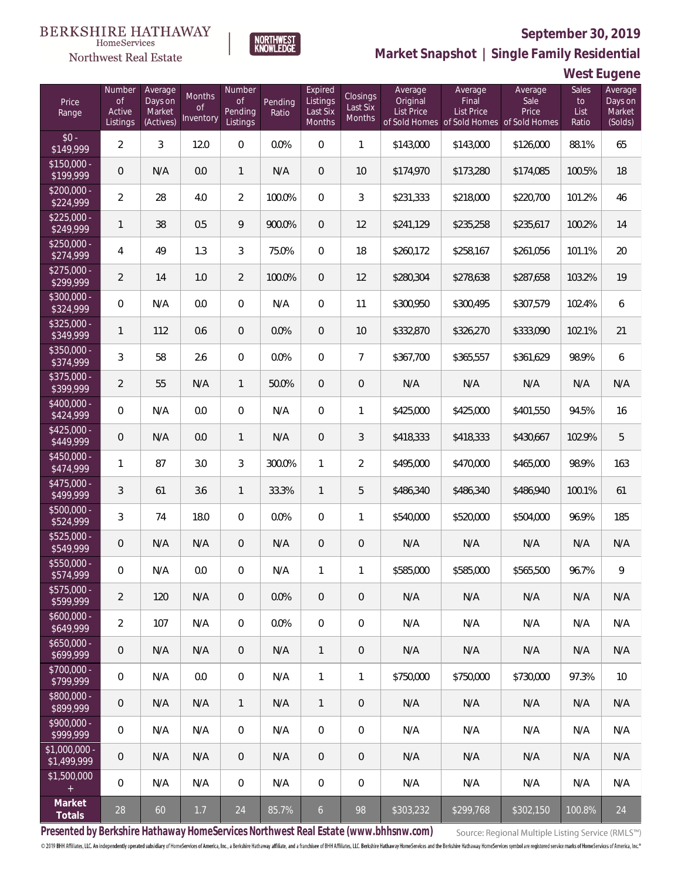BERKSHIRE HATHAWAY HomeServices Northwest Real Estate

NORTHWEST KNOWLEDGE

# September 30, 2019

## Market Snapshot | Single Family Residential

### West Eugene

| Price Range | Number of Active Listings | Average Days on Market (Actives) | Months of Inventory | Number of Pending Listings | Pending Ratio | Expired Listings Last Six Months | Closings Last Six Months | Average Original List Price of Sold Homes | Average Final List Price of Sold Homes | Average Sale Price of Sold Homes | Sales to List Ratio | Average Days on Market (Solds) |
|---|---|---|---|---|---|---|---|---|---|---|---|---|
| $0 - $149,999 | 2 | 3 | 12.0 | 0 | 0.0% | 0 | 1 | $143,000 | $143,000 | $126,000 | 88.1% | 65 |
| $150,000 - $199,999 | 0 | N/A | 0.0 | 1 | N/A | 0 | 10 | $174,970 | $173,280 | $174,085 | 100.5% | 18 |
| $200,000 - $224,999 | 2 | 28 | 4.0 | 2 | 100.0% | 0 | 3 | $231,333 | $218,000 | $220,700 | 101.2% | 46 |
| $225,000 - $249,999 | 1 | 38 | 0.5 | 9 | 900.0% | 0 | 12 | $241,129 | $235,258 | $235,617 | 100.2% | 14 |
| $250,000 - $274,999 | 4 | 49 | 1.3 | 3 | 75.0% | 0 | 18 | $260,172 | $258,167 | $261,056 | 101.1% | 20 |
| $275,000 - $299,999 | 2 | 14 | 1.0 | 2 | 100.0% | 0 | 12 | $280,304 | $278,638 | $287,658 | 103.2% | 19 |
| $300,000 - $324,999 | 0 | N/A | 0.0 | 0 | N/A | 0 | 11 | $300,950 | $300,495 | $307,579 | 102.4% | 6 |
| $325,000 - $349,999 | 1 | 112 | 0.6 | 0 | 0.0% | 0 | 10 | $332,870 | $326,270 | $333,090 | 102.1% | 21 |
| $350,000 - $374,999 | 3 | 58 | 2.6 | 0 | 0.0% | 0 | 7 | $367,700 | $365,557 | $361,629 | 98.9% | 6 |
| $375,000 - $399,999 | 2 | 55 | N/A | 1 | 50.0% | 0 | 0 | N/A | N/A | N/A | N/A | N/A |
| $400,000 - $424,999 | 0 | N/A | 0.0 | 0 | N/A | 0 | 1 | $425,000 | $425,000 | $401,550 | 94.5% | 16 |
| $425,000 - $449,999 | 0 | N/A | 0.0 | 1 | N/A | 0 | 3 | $418,333 | $418,333 | $430,667 | 102.9% | 5 |
| $450,000 - $474,999 | 1 | 87 | 3.0 | 3 | 300.0% | 1 | 2 | $495,000 | $470,000 | $465,000 | 98.9% | 163 |
| $475,000 - $499,999 | 3 | 61 | 3.6 | 1 | 33.3% | 1 | 5 | $486,340 | $486,340 | $486,940 | 100.1% | 61 |
| $500,000 - $524,999 | 3 | 74 | 18.0 | 0 | 0.0% | 0 | 1 | $540,000 | $520,000 | $504,000 | 96.9% | 185 |
| $525,000 - $549,999 | 0 | N/A | N/A | 0 | N/A | 0 | 0 | N/A | N/A | N/A | N/A | N/A |
| $550,000 - $574,999 | 0 | N/A | 0.0 | 0 | N/A | 1 | 1 | $585,000 | $585,000 | $565,500 | 96.7% | 9 |
| $575,000 - $599,999 | 2 | 120 | N/A | 0 | 0.0% | 0 | 0 | N/A | N/A | N/A | N/A | N/A |
| $600,000 - $649,999 | 2 | 107 | N/A | 0 | 0.0% | 0 | 0 | N/A | N/A | N/A | N/A | N/A |
| $650,000 - $699,999 | 0 | N/A | N/A | 0 | N/A | 1 | 0 | N/A | N/A | N/A | N/A | N/A |
| $700,000 - $799,999 | 0 | N/A | 0.0 | 0 | N/A | 1 | 1 | $750,000 | $750,000 | $730,000 | 97.3% | 10 |
| $800,000 - $899,999 | 0 | N/A | N/A | 1 | N/A | 1 | 0 | N/A | N/A | N/A | N/A | N/A |
| $900,000 - $999,999 | 0 | N/A | N/A | 0 | N/A | 0 | 0 | N/A | N/A | N/A | N/A | N/A |
| $1,000,000 - $1,499,999 | 0 | N/A | N/A | 0 | N/A | 0 | 0 | N/A | N/A | N/A | N/A | N/A |
| $1,500,000 + | 0 | N/A | N/A | 0 | N/A | 0 | 0 | N/A | N/A | N/A | N/A | N/A |
| **Market Totals** | 28 | 60 | 1.7 | 24 | 85.7% | 6 | 98 | $303,232 | $299,768 | $302,150 | 100.8% | 24 |

**Presented by Berkshire Hathaway HomeServices Northwest Real Estate (www.bhhsnw.com)**

Source: Regional Multiple Listing Service (RMLS™)

© 2019 BHH Affiliates, LLC. An independently operated subsidiary of HomeServices of America, Inc., a Berkshire Hathaway affiliate, and a franchisee of BHH Affiliates, LLC. Berkshire Hathaway HomeServices and the Berkshire Hathaway HomeServices symbol are registered service marks of HomeServices of America, Inc.®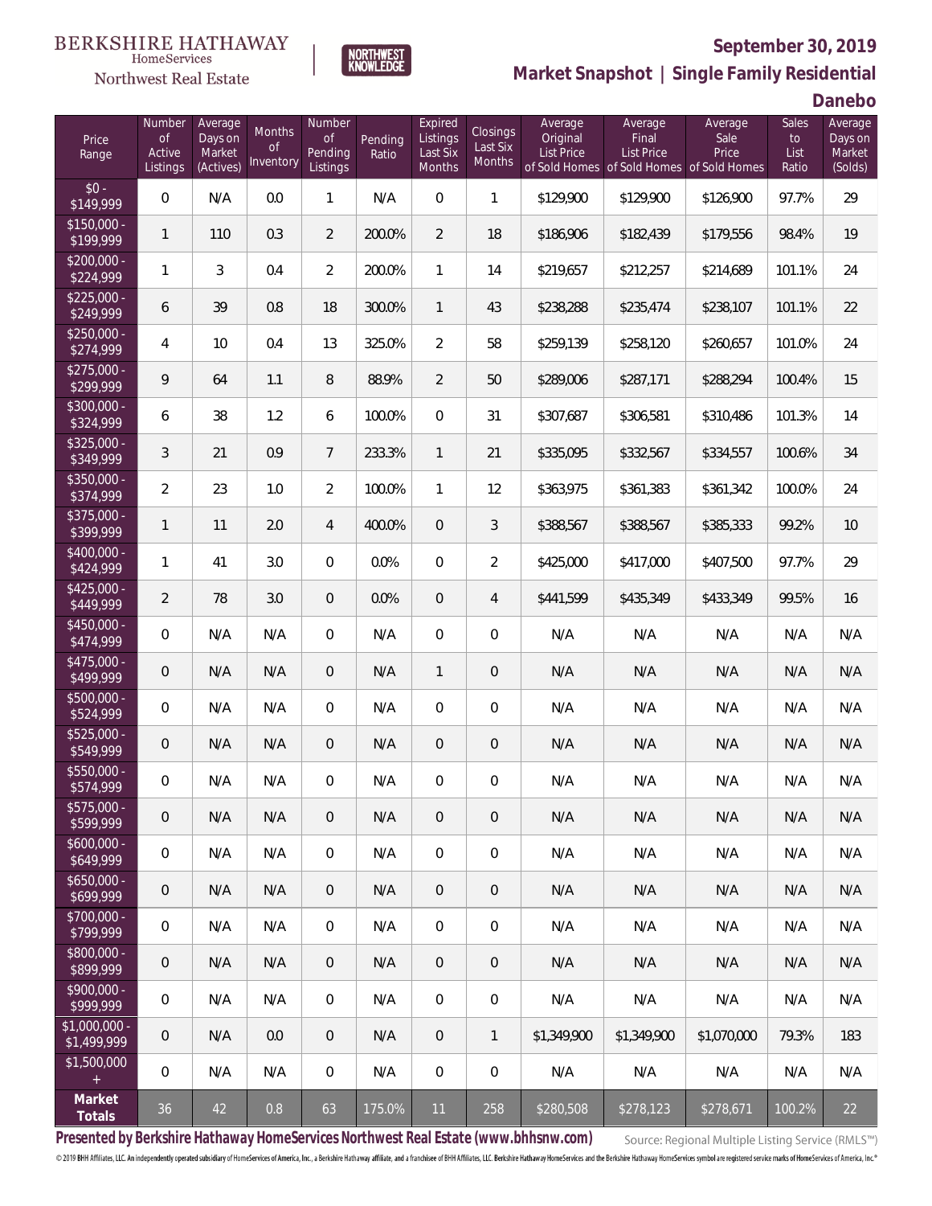BERKSHIRE HATHAWAY HomeServices Northwest Real Estate | NORTHWEST KNOWLEDGE

**September 30, 2019**

## Market Snapshot | Single Family Residential

### Danebo

| Price Range | Number of Active Listings | Average Days on Market (Actives) | Months of Inventory | Number of Pending Listings | Pending Ratio | Expired Listings Last Six Months | Closings Last Six Months | Average Original List Price of Sold Homes | Average Final List Price of Sold Homes | Average Sale Price of Sold Homes | Sales to List Ratio | Average Days on Market (Solds) |
|---|---|---|---|---|---|---|---|---|---|---|---|---|
| $0 - $149,999 | 0 | N/A | 0.0 | 1 | N/A | 0 | 1 | $129,900 | $129,900 | $126,900 | 97.7% | 29 |
| $150,000 - $199,999 | 1 | 110 | 0.3 | 2 | 200.0% | 2 | 18 | $186,906 | $182,439 | $179,556 | 98.4% | 19 |
| $200,000 - $224,999 | 1 | 3 | 0.4 | 2 | 200.0% | 1 | 14 | $219,657 | $212,257 | $214,689 | 101.1% | 24 |
| $225,000 - $249,999 | 6 | 39 | 0.8 | 18 | 300.0% | 1 | 43 | $238,288 | $235,474 | $238,107 | 101.1% | 22 |
| $250,000 - $274,999 | 4 | 10 | 0.4 | 13 | 325.0% | 2 | 58 | $259,139 | $258,120 | $260,657 | 101.0% | 24 |
| $275,000 - $299,999 | 9 | 64 | 1.1 | 8 | 88.9% | 2 | 50 | $289,006 | $287,171 | $288,294 | 100.4% | 15 |
| $300,000 - $324,999 | 6 | 38 | 1.2 | 6 | 100.0% | 0 | 31 | $307,687 | $306,581 | $310,486 | 101.3% | 14 |
| $325,000 - $349,999 | 3 | 21 | 0.9 | 7 | 233.3% | 1 | 21 | $335,095 | $332,567 | $334,557 | 100.6% | 34 |
| $350,000 - $374,999 | 2 | 23 | 1.0 | 2 | 100.0% | 1 | 12 | $363,975 | $361,383 | $361,342 | 100.0% | 24 |
| $375,000 - $399,999 | 1 | 11 | 2.0 | 4 | 400.0% | 0 | 3 | $388,567 | $388,567 | $385,333 | 99.2% | 10 |
| $400,000 - $424,999 | 1 | 41 | 3.0 | 0 | 0.0% | 0 | 2 | $425,000 | $417,000 | $407,500 | 97.7% | 29 |
| $425,000 - $449,999 | 2 | 78 | 3.0 | 0 | 0.0% | 0 | 4 | $441,599 | $435,349 | $433,349 | 99.5% | 16 |
| $450,000 - $474,999 | 0 | N/A | N/A | 0 | N/A | 0 | 0 | N/A | N/A | N/A | N/A | N/A |
| $475,000 - $499,999 | 0 | N/A | N/A | 0 | N/A | 1 | 0 | N/A | N/A | N/A | N/A | N/A |
| $500,000 - $524,999 | 0 | N/A | N/A | 0 | N/A | 0 | 0 | N/A | N/A | N/A | N/A | N/A |
| $525,000 - $549,999 | 0 | N/A | N/A | 0 | N/A | 0 | 0 | N/A | N/A | N/A | N/A | N/A |
| $550,000 - $574,999 | 0 | N/A | N/A | 0 | N/A | 0 | 0 | N/A | N/A | N/A | N/A | N/A |
| $575,000 - $599,999 | 0 | N/A | N/A | 0 | N/A | 0 | 0 | N/A | N/A | N/A | N/A | N/A |
| $600,000 - $649,999 | 0 | N/A | N/A | 0 | N/A | 0 | 0 | N/A | N/A | N/A | N/A | N/A |
| $650,000 - $699,999 | 0 | N/A | N/A | 0 | N/A | 0 | 0 | N/A | N/A | N/A | N/A | N/A |
| $700,000 - $799,999 | 0 | N/A | N/A | 0 | N/A | 0 | 0 | N/A | N/A | N/A | N/A | N/A |
| $800,000 - $899,999 | 0 | N/A | N/A | 0 | N/A | 0 | 0 | N/A | N/A | N/A | N/A | N/A |
| $900,000 - $999,999 | 0 | N/A | N/A | 0 | N/A | 0 | 0 | N/A | N/A | N/A | N/A | N/A |
| $1,000,000 - $1,499,999 | 0 | N/A | 0.0 | 0 | N/A | 0 | 1 | $1,349,900 | $1,349,900 | $1,070,000 | 79.3% | 183 |
| $1,500,000 + | 0 | N/A | N/A | 0 | N/A | 0 | 0 | N/A | N/A | N/A | N/A | N/A |
| **Market Totals** | 36 | 42 | 0.8 | 63 | 175.0% | 11 | 258 | $280,508 | $278,123 | $278,671 | 100.2% | 22 |

**Presented by Berkshire Hathaway HomeServices Northwest Real Estate (www.bhhsnw.com)**

Source: Regional Multiple Listing Service (RMLS™)

© 2019 BHH Affiliates, LLC. An independently operated subsidiary of HomeServices of America, Inc., a Berkshire Hathaway affiliate, and a franchisee of BHH Affiliates, LLC. Berkshire Hathaway HomeServices and the Berkshire Hathaway HomeServices symbol are registered service marks of HomeServices of America, Inc.®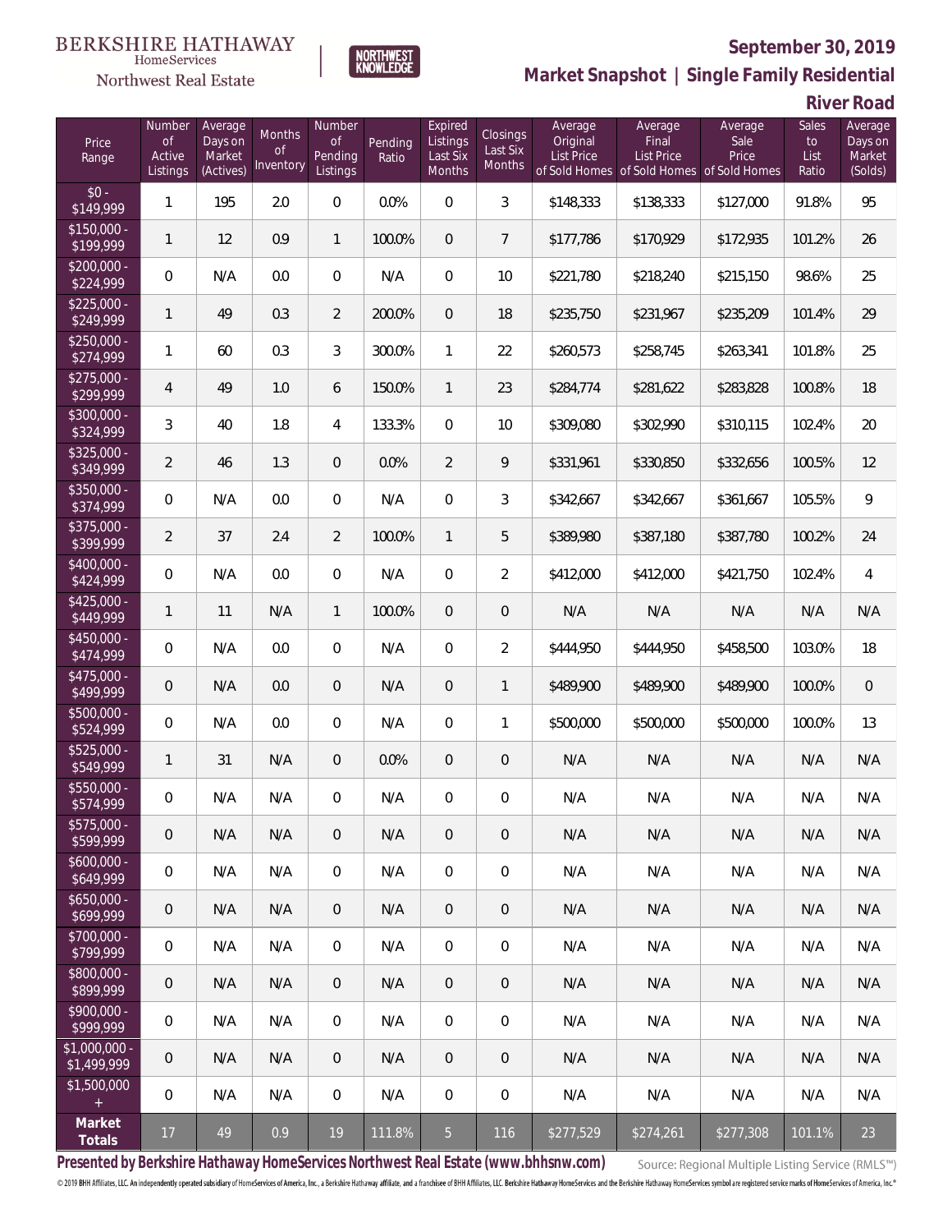BERKSHIRE HATHAWAY HomeServices Northwest Real Estate

NORTHWEST KNOWLEDGE

# September 30, 2019

## Market Snapshot | Single Family Residential

### River Road

| Price Range | Number of Active Listings | Average Days on Market (Actives) | Months of Inventory | Number of Pending Listings | Pending Ratio | Expired Listings Last Six Months | Closings Last Six Months | Average Original List Price of Sold Homes | Average Final List Price of Sold Homes | Average Sale Price of Sold Homes | Sales to List Ratio | Average Days on Market (Solds) |
|---|---|---|---|---|---|---|---|---|---|---|---|---|
| $0 - $149,999 | 1 | 195 | 2.0 | 0 | 0.0% | 0 | 3 | $148,333 | $138,333 | $127,000 | 91.8% | 95 |
| $150,000 - $199,999 | 1 | 12 | 0.9 | 1 | 100.0% | 0 | 7 | $177,786 | $170,929 | $172,935 | 101.2% | 26 |
| $200,000 - $224,999 | 0 | N/A | 0.0 | 0 | N/A | 0 | 10 | $221,780 | $218,240 | $215,150 | 98.6% | 25 |
| $225,000 - $249,999 | 1 | 49 | 0.3 | 2 | 200.0% | 0 | 18 | $235,750 | $231,967 | $235,209 | 101.4% | 29 |
| $250,000 - $274,999 | 1 | 60 | 0.3 | 3 | 300.0% | 1 | 22 | $260,573 | $258,745 | $263,341 | 101.8% | 25 |
| $275,000 - $299,999 | 4 | 49 | 1.0 | 6 | 150.0% | 1 | 23 | $284,774 | $281,622 | $283,828 | 100.8% | 18 |
| $300,000 - $324,999 | 3 | 40 | 1.8 | 4 | 133.3% | 0 | 10 | $309,080 | $302,990 | $310,115 | 102.4% | 20 |
| $325,000 - $349,999 | 2 | 46 | 1.3 | 0 | 0.0% | 2 | 9 | $331,961 | $330,850 | $332,656 | 100.5% | 12 |
| $350,000 - $374,999 | 0 | N/A | 0.0 | 0 | N/A | 0 | 3 | $342,667 | $342,667 | $361,667 | 105.5% | 9 |
| $375,000 - $399,999 | 2 | 37 | 2.4 | 2 | 100.0% | 1 | 5 | $389,980 | $387,180 | $387,780 | 100.2% | 24 |
| $400,000 - $424,999 | 0 | N/A | 0.0 | 0 | N/A | 0 | 2 | $412,000 | $412,000 | $421,750 | 102.4% | 4 |
| $425,000 - $449,999 | 1 | 11 | N/A | 1 | 100.0% | 0 | 0 | N/A | N/A | N/A | N/A | N/A |
| $450,000 - $474,999 | 0 | N/A | 0.0 | 0 | N/A | 0 | 2 | $444,950 | $444,950 | $458,500 | 103.0% | 18 |
| $475,000 - $499,999 | 0 | N/A | 0.0 | 0 | N/A | 0 | 1 | $489,900 | $489,900 | $489,900 | 100.0% | 0 |
| $500,000 - $524,999 | 0 | N/A | 0.0 | 0 | N/A | 0 | 1 | $500,000 | $500,000 | $500,000 | 100.0% | 13 |
| $525,000 - $549,999 | 1 | 31 | N/A | 0 | 0.0% | 0 | 0 | N/A | N/A | N/A | N/A | N/A |
| $550,000 - $574,999 | 0 | N/A | N/A | 0 | N/A | 0 | 0 | N/A | N/A | N/A | N/A | N/A |
| $575,000 - $599,999 | 0 | N/A | N/A | 0 | N/A | 0 | 0 | N/A | N/A | N/A | N/A | N/A |
| $600,000 - $649,999 | 0 | N/A | N/A | 0 | N/A | 0 | 0 | N/A | N/A | N/A | N/A | N/A |
| $650,000 - $699,999 | 0 | N/A | N/A | 0 | N/A | 0 | 0 | N/A | N/A | N/A | N/A | N/A |
| $700,000 - $799,999 | 0 | N/A | N/A | 0 | N/A | 0 | 0 | N/A | N/A | N/A | N/A | N/A |
| $800,000 - $899,999 | 0 | N/A | N/A | 0 | N/A | 0 | 0 | N/A | N/A | N/A | N/A | N/A |
| $900,000 - $999,999 | 0 | N/A | N/A | 0 | N/A | 0 | 0 | N/A | N/A | N/A | N/A | N/A |
| $1,000,000 - $1,499,999 | 0 | N/A | N/A | 0 | N/A | 0 | 0 | N/A | N/A | N/A | N/A | N/A |
| $1,500,000 + | 0 | N/A | N/A | 0 | N/A | 0 | 0 | N/A | N/A | N/A | N/A | N/A |
| **Market Totals** | 17 | 49 | 0.9 | 19 | 111.8% | 5 | 116 | $277,529 | $274,261 | $277,308 | 101.1% | 23 |

**Presented by Berkshire Hathaway HomeServices Northwest Real Estate (www.bhhsnw.com)**

Source: Regional Multiple Listing Service (RMLS™)

© 2019 BHH Affiliates, LLC. An independently operated subsidiary of HomeServices of America, Inc., a Berkshire Hathaway affiliate, and a franchisee of BHH Affiliates, LLC. Berkshire Hathaway HomeServices and the Berkshire Hathaway HomeServices symbol are registered service marks of HomeServices of America, Inc.®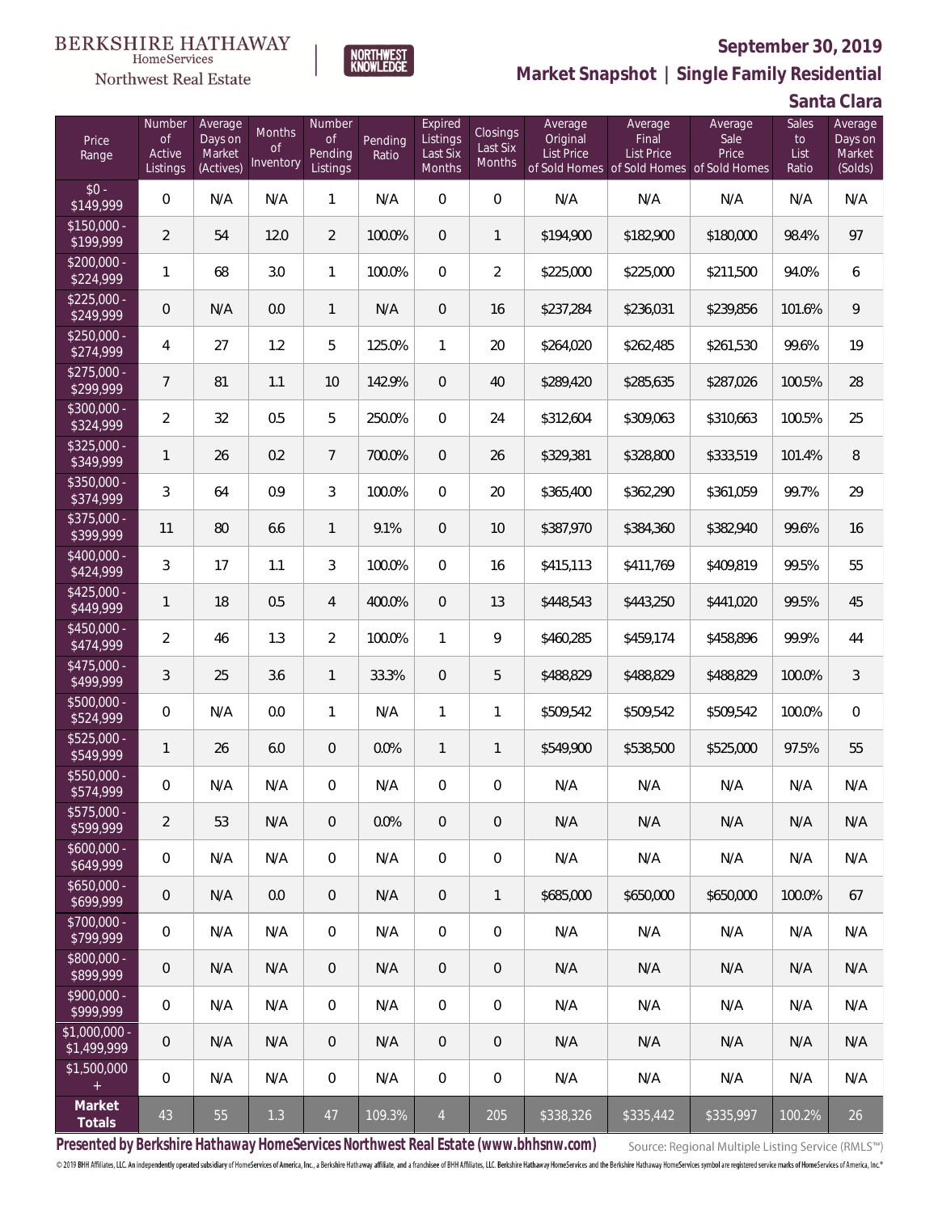BERKSHIRE HATHAWAY HomeServices Northwest Real Estate | NORTHWEST KNOWLEDGE

# September 30, 2019

## Market Snapshot | Single Family Residential

## Santa Clara

| Price Range | Number of Active Listings | Average Days on Market (Actives) | Months of Inventory | Number of Pending Listings | Pending Ratio | Expired Listings Last Six Months | Closings Last Six Months | Average Original List Price of Sold Homes | Average Final List Price of Sold Homes | Average Sale Price of Sold Homes | Sales to List Ratio | Average Days on Market (Solds) |
|---|---|---|---|---|---|---|---|---|---|---|---|---|
| $0 - $149,999 | 0 | N/A | N/A | 1 | N/A | 0 | 0 | N/A | N/A | N/A | N/A | N/A |
| $150,000 - $199,999 | 2 | 54 | 12.0 | 2 | 100.0% | 0 | 1 | $194,900 | $182,900 | $180,000 | 98.4% | 97 |
| $200,000 - $224,999 | 1 | 68 | 3.0 | 1 | 100.0% | 0 | 2 | $225,000 | $225,000 | $211,500 | 94.0% | 6 |
| $225,000 - $249,999 | 0 | N/A | 0.0 | 1 | N/A | 0 | 16 | $237,284 | $236,031 | $239,856 | 101.6% | 9 |
| $250,000 - $274,999 | 4 | 27 | 1.2 | 5 | 125.0% | 1 | 20 | $264,020 | $262,485 | $261,530 | 99.6% | 19 |
| $275,000 - $299,999 | 7 | 81 | 1.1 | 10 | 142.9% | 0 | 40 | $289,420 | $285,635 | $287,026 | 100.5% | 28 |
| $300,000 - $324,999 | 2 | 32 | 0.5 | 5 | 250.0% | 0 | 24 | $312,604 | $309,063 | $310,663 | 100.5% | 25 |
| $325,000 - $349,999 | 1 | 26 | 0.2 | 7 | 700.0% | 0 | 26 | $329,381 | $328,800 | $333,519 | 101.4% | 8 |
| $350,000 - $374,999 | 3 | 64 | 0.9 | 3 | 100.0% | 0 | 20 | $365,400 | $362,290 | $361,059 | 99.7% | 29 |
| $375,000 - $399,999 | 11 | 80 | 6.6 | 1 | 9.1% | 0 | 10 | $387,970 | $384,360 | $382,940 | 99.6% | 16 |
| $400,000 - $424,999 | 3 | 17 | 1.1 | 3 | 100.0% | 0 | 16 | $415,113 | $411,769 | $409,819 | 99.5% | 55 |
| $425,000 - $449,999 | 1 | 18 | 0.5 | 4 | 400.0% | 0 | 13 | $448,543 | $443,250 | $441,020 | 99.5% | 45 |
| $450,000 - $474,999 | 2 | 46 | 1.3 | 2 | 100.0% | 1 | 9 | $460,285 | $459,174 | $458,896 | 99.9% | 44 |
| $475,000 - $499,999 | 3 | 25 | 3.6 | 1 | 33.3% | 0 | 5 | $488,829 | $488,829 | $488,829 | 100.0% | 3 |
| $500,000 - $524,999 | 0 | N/A | 0.0 | 1 | N/A | 1 | 1 | $509,542 | $509,542 | $509,542 | 100.0% | 0 |
| $525,000 - $549,999 | 1 | 26 | 6.0 | 0 | 0.0% | 1 | 1 | $549,900 | $538,500 | $525,000 | 97.5% | 55 |
| $550,000 - $574,999 | 0 | N/A | N/A | 0 | N/A | 0 | 0 | N/A | N/A | N/A | N/A | N/A |
| $575,000 - $599,999 | 2 | 53 | N/A | 0 | 0.0% | 0 | 0 | N/A | N/A | N/A | N/A | N/A |
| $600,000 - $649,999 | 0 | N/A | N/A | 0 | N/A | 0 | 0 | N/A | N/A | N/A | N/A | N/A |
| $650,000 - $699,999 | 0 | N/A | 0.0 | 0 | N/A | 0 | 1 | $685,000 | $650,000 | $650,000 | 100.0% | 67 |
| $700,000 - $799,999 | 0 | N/A | N/A | 0 | N/A | 0 | 0 | N/A | N/A | N/A | N/A | N/A |
| $800,000 - $899,999 | 0 | N/A | N/A | 0 | N/A | 0 | 0 | N/A | N/A | N/A | N/A | N/A |
| $900,000 - $999,999 | 0 | N/A | N/A | 0 | N/A | 0 | 0 | N/A | N/A | N/A | N/A | N/A |
| $1,000,000 - $1,499,999 | 0 | N/A | N/A | 0 | N/A | 0 | 0 | N/A | N/A | N/A | N/A | N/A |
| $1,500,000 + | 0 | N/A | N/A | 0 | N/A | 0 | 0 | N/A | N/A | N/A | N/A | N/A |
| **Market Totals** | 43 | 55 | 1.3 | 47 | 109.3% | 4 | 205 | $338,326 | $335,442 | $335,997 | 100.2% | 26 |

**Presented by Berkshire Hathaway HomeServices Northwest Real Estate (www.bhhsnw.com)**

Source: Regional Multiple Listing Service (RMLS™)

© 2019 BHH Affiliates, LLC. An independently operated subsidiary of HomeServices of America, Inc., a Berkshire Hathaway affiliate, and a franchisee of BHH Affiliates, LLC. Berkshire Hathaway HomeServices and the Berkshire Hathaway HomeServices symbol are registered service marks of HomeServices of America, Inc.®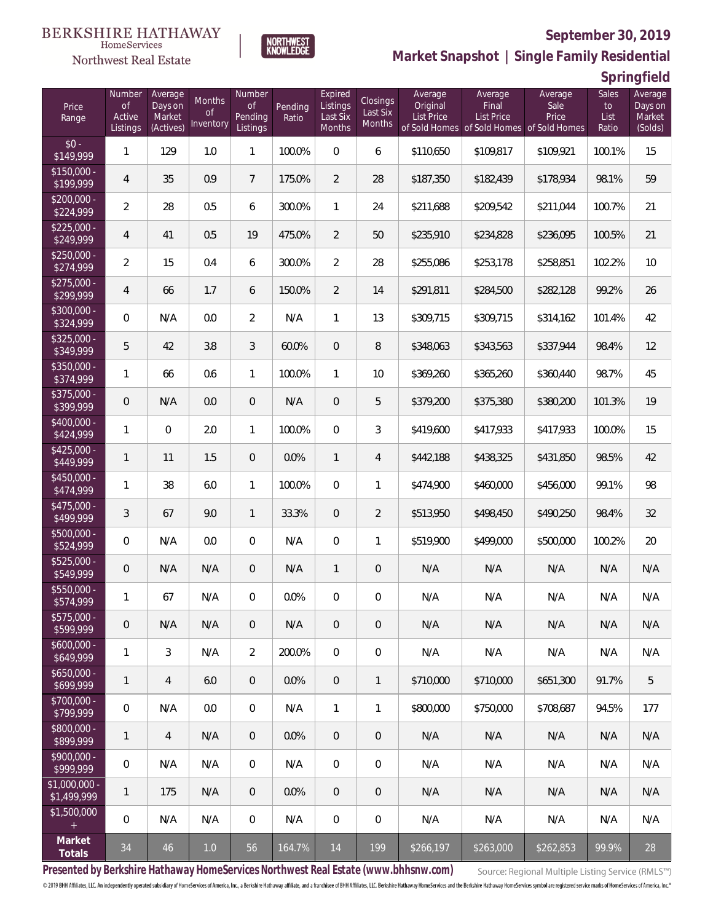BERKSHIRE HATHAWAY
HomeServices
Northwest Real Estate

NORTHWEST KNOWLEDGE

**September 30, 2019**

## Market Snapshot | Single Family Residential

## Springfield

| Price Range | Number of Active Listings | Average Days on Market (Actives) | Months of Inventory | Number of Pending Listings | Pending Ratio | Expired Listings Last Six Months | Closings Last Six Months | Average Original List Price of Sold Homes | Average Final List Price of Sold Homes | Average Sale Price of Sold Homes | Sales to List Ratio | Average Days on Market (Solds) |
|---|---|---|---|---|---|---|---|---|---|---|---|---|
| $0 - $149,999 | 1 | 129 | 1.0 | 1 | 100.0% | 0 | 6 | $110,650 | $109,817 | $109,921 | 100.1% | 15 |
| $150,000 - $199,999 | 4 | 35 | 0.9 | 7 | 175.0% | 2 | 28 | $187,350 | $182,439 | $178,934 | 98.1% | 59 |
| $200,000 - $224,999 | 2 | 28 | 0.5 | 6 | 300.0% | 1 | 24 | $211,688 | $209,542 | $211,044 | 100.7% | 21 |
| $225,000 - $249,999 | 4 | 41 | 0.5 | 19 | 475.0% | 2 | 50 | $235,910 | $234,828 | $236,095 | 100.5% | 21 |
| $250,000 - $274,999 | 2 | 15 | 0.4 | 6 | 300.0% | 2 | 28 | $255,086 | $253,178 | $258,851 | 102.2% | 10 |
| $275,000 - $299,999 | 4 | 66 | 1.7 | 6 | 150.0% | 2 | 14 | $291,811 | $284,500 | $282,128 | 99.2% | 26 |
| $300,000 - $324,999 | 0 | N/A | 0.0 | 2 | N/A | 1 | 13 | $309,715 | $309,715 | $314,162 | 101.4% | 42 |
| $325,000 - $349,999 | 5 | 42 | 3.8 | 3 | 60.0% | 0 | 8 | $348,063 | $343,563 | $337,944 | 98.4% | 12 |
| $350,000 - $374,999 | 1 | 66 | 0.6 | 1 | 100.0% | 1 | 10 | $369,260 | $365,260 | $360,440 | 98.7% | 45 |
| $375,000 - $399,999 | 0 | N/A | 0.0 | 0 | N/A | 0 | 5 | $379,200 | $375,380 | $380,200 | 101.3% | 19 |
| $400,000 - $424,999 | 1 | 0 | 2.0 | 1 | 100.0% | 0 | 3 | $419,600 | $417,933 | $417,933 | 100.0% | 15 |
| $425,000 - $449,999 | 1 | 11 | 1.5 | 0 | 0.0% | 1 | 4 | $442,188 | $438,325 | $431,850 | 98.5% | 42 |
| $450,000 - $474,999 | 1 | 38 | 6.0 | 1 | 100.0% | 0 | 1 | $474,900 | $460,000 | $456,000 | 99.1% | 98 |
| $475,000 - $499,999 | 3 | 67 | 9.0 | 1 | 33.3% | 0 | 2 | $513,950 | $498,450 | $490,250 | 98.4% | 32 |
| $500,000 - $524,999 | 0 | N/A | 0.0 | 0 | N/A | 0 | 1 | $519,900 | $499,000 | $500,000 | 100.2% | 20 |
| $525,000 - $549,999 | 0 | N/A | N/A | 0 | N/A | 1 | 0 | N/A | N/A | N/A | N/A | N/A |
| $550,000 - $574,999 | 1 | 67 | N/A | 0 | 0.0% | 0 | 0 | N/A | N/A | N/A | N/A | N/A |
| $575,000 - $599,999 | 0 | N/A | N/A | 0 | N/A | 0 | 0 | N/A | N/A | N/A | N/A | N/A |
| $600,000 - $649,999 | 1 | 3 | N/A | 2 | 200.0% | 0 | 0 | N/A | N/A | N/A | N/A | N/A |
| $650,000 - $699,999 | 1 | 4 | 6.0 | 0 | 0.0% | 0 | 1 | $710,000 | $710,000 | $651,300 | 91.7% | 5 |
| $700,000 - $799,999 | 0 | N/A | 0.0 | 0 | N/A | 1 | 1 | $800,000 | $750,000 | $708,687 | 94.5% | 177 |
| $800,000 - $899,999 | 1 | 4 | N/A | 0 | 0.0% | 0 | 0 | N/A | N/A | N/A | N/A | N/A |
| $900,000 - $999,999 | 0 | N/A | N/A | 0 | N/A | 0 | 0 | N/A | N/A | N/A | N/A | N/A |
| $1,000,000 - $1,499,999 | 1 | 175 | N/A | 0 | 0.0% | 0 | 0 | N/A | N/A | N/A | N/A | N/A |
| $1,500,000 + | 0 | N/A | N/A | 0 | N/A | 0 | 0 | N/A | N/A | N/A | N/A | N/A |
| **Market Totals** | 34 | 46 | 1.0 | 56 | 164.7% | 14 | 199 | $266,197 | $263,000 | $262,853 | 99.9% | 28 |

**Presented by Berkshire Hathaway HomeServices Northwest Real Estate (www.bhhsnw.com)**

Source: Regional Multiple Listing Service (RMLS™)

© 2019 BHH Affiliates, LLC. An independently operated subsidiary of HomeServices of America, Inc., a Berkshire Hathaway affiliate, and a franchisee of BHH Affiliates, LLC. Berkshire Hathaway HomeServices and the Berkshire Hathaway HomeServices symbol are registered service marks of HomeServices of America, Inc.®